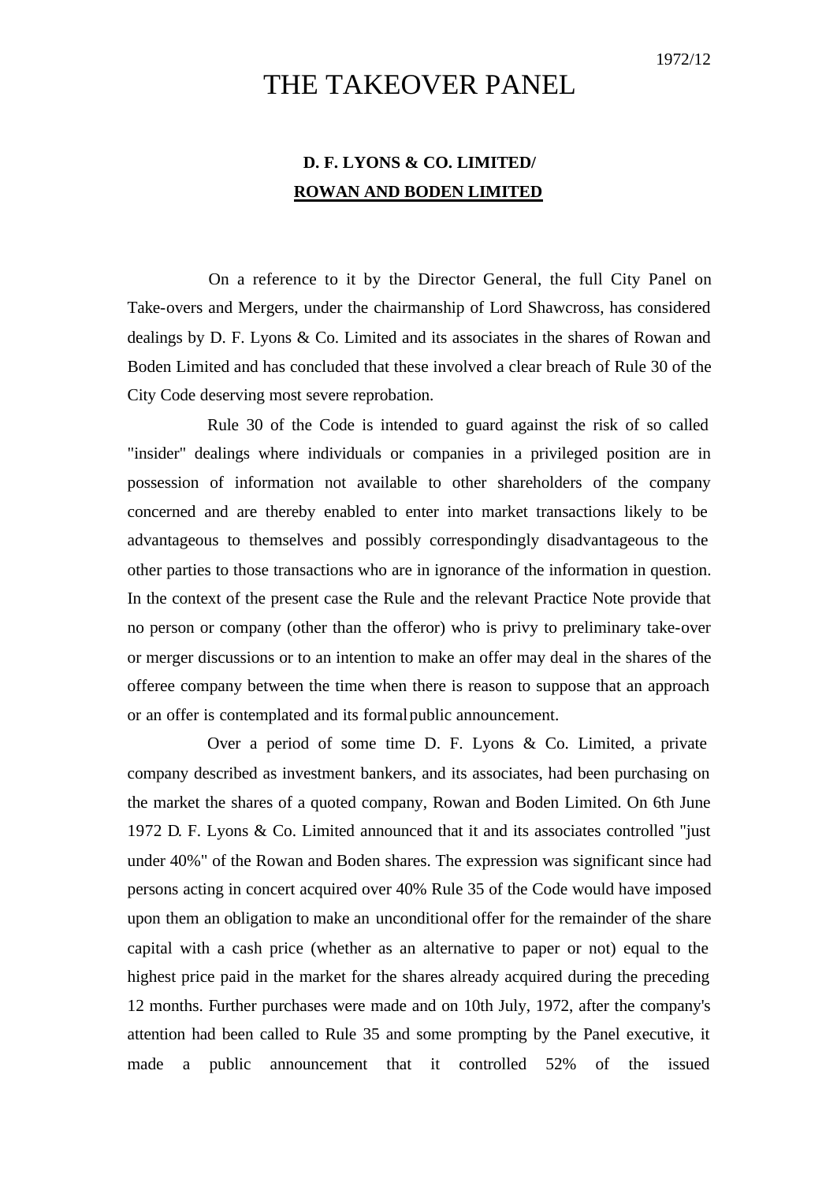1972/12

# THE TAKEOVER PANEL

## D. F. LYONS & CO. LIMITED/ ROWAN AND BODEN LIMITED

On a reference to it by the Director General, the full City Panel on Take-overs and Mergers, under the chairmanship of Lord Shawcross, has considered dealings by D. F. Lyons & Co. Limited and its associates in the shares of Rowan and Boden Limited and has concluded that these involved a clear breach of Rule 30 of the City Code deserving most severe reprobation.

Rule 30 of the Code is intended to guard against the risk of so called "insider" dealings where individuals or companies in a privileged position are in possession of information not available to other shareholders of the company concerned and are thereby enabled to enter into market transactions likely to be advantageous to themselves and possibly correspondingly disadvantageous to the other parties to those transactions who are in ignorance of the information in question. In the context of the present case the Rule and the relevant Practice Note provide that no person or company (other than the offeror) who is privy to preliminary take-over or merger discussions or to an intention to make an offer may deal in the shares of the offeree company between the time when there is reason to suppose that an approach or an offer is contemplated and its formal public announcement.

Over a period of some time D. F. Lyons & Co. Limited, a private company described as investment bankers, and its associates, had been purchasing on the market the shares of a quoted company, Rowan and Boden Limited. On 6th June 1972 D. F. Lyons & Co. Limited announced that it and its associates controlled "just under 40%" of the Rowan and Boden shares. The expression was significant since had persons acting in concert acquired over 40% Rule 35 of the Code would have imposed upon them an obligation to make an unconditional offer for the remainder of the share capital with a cash price (whether as an alternative to paper or not) equal to the highest price paid in the market for the shares already acquired during the preceding 12 months. Further purchases were made and on 10th July, 1972, after the company's attention had been called to Rule 35 and some prompting by the Panel executive, it made a public announcement that it controlled 52% of the issued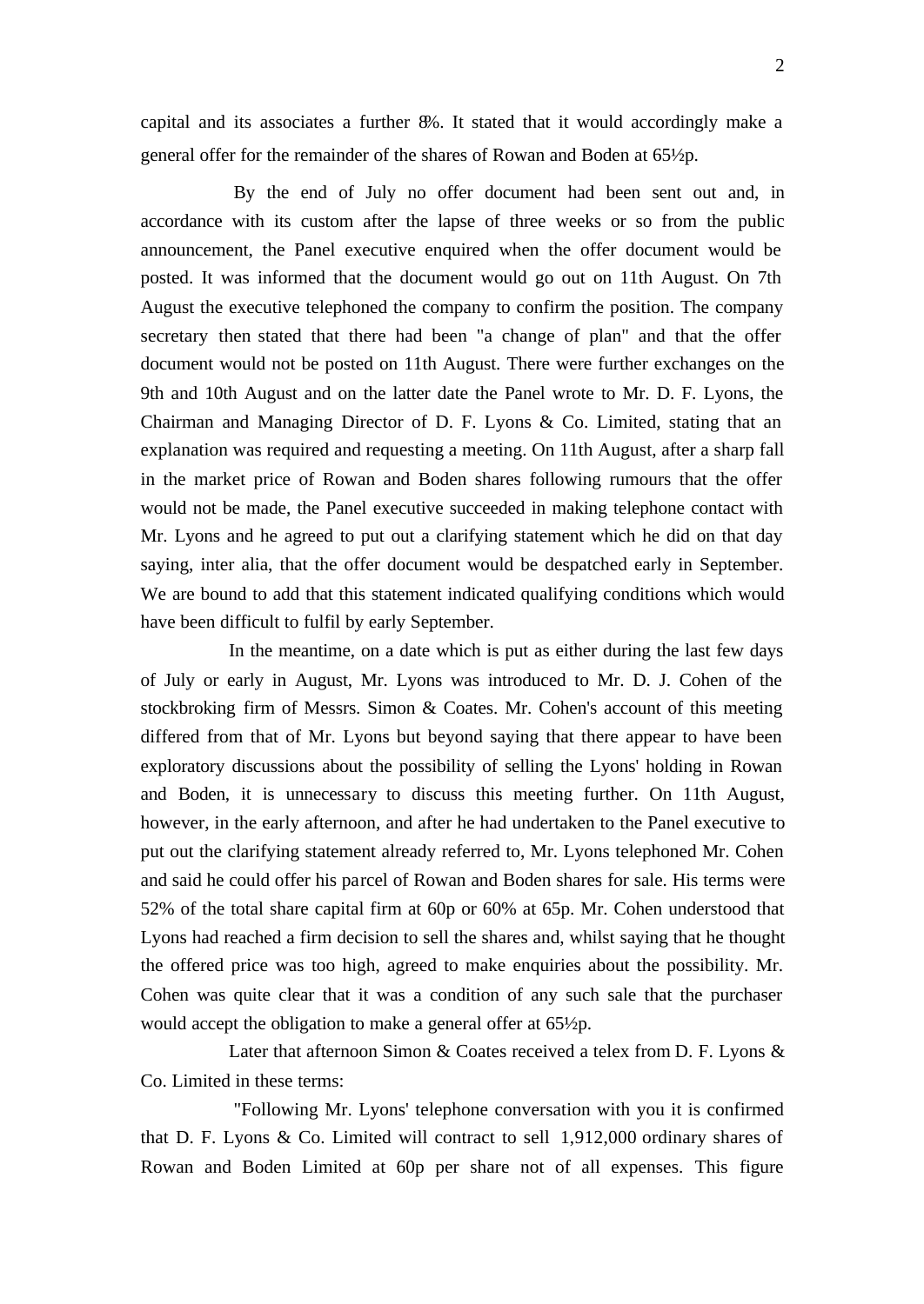capital and its associates a further 8%. It stated that it would accordingly make a general offer for the remainder of the shares of Rowan and Boden at 65½p.

By the end of July no offer document had been sent out and, in accordance with its custom after the lapse of three weeks or so from the public announcement, the Panel executive enquired when the offer document would be posted. It was informed that the document would go out on 11th August. On 7th August the executive telephoned the company to confirm the position. The company secretary then stated that there had been "a change of plan" and that the offer document would not be posted on 11th August. There were further exchanges on the 9th and 10th August and on the latter date the Panel wrote to Mr. D. F. Lyons, the Chairman and Managing Director of D. F. Lyons & Co. Limited, stating that an explanation was required and requesting a meeting. On 11th August, after a sharp fall in the market price of Rowan and Boden shares following rumours that the offer would not be made, the Panel executive succeeded in making telephone contact with Mr. Lyons and he agreed to put out a clarifying statement which he did on that day saying, inter alia, that the offer document would be despatched early in September. We are bound to add that this statement indicated qualifying conditions which would have been difficult to fulfil by early September.

In the meantime, on a date which is put as either during the last few days of July or early in August, Mr. Lyons was introduced to Mr. D. J. Cohen of the stockbroking firm of Messrs. Simon & Coates. Mr. Cohen's account of this meeting differed from that of Mr. Lyons but beyond saying that there appear to have been exploratory discussions about the possibility of selling the Lyons' holding in Rowan and Boden, it is unnecessary to discuss this meeting further. On 11th August, however, in the early afternoon, and after he had undertaken to the Panel executive to put out the clarifying statement already referred to, Mr. Lyons telephoned Mr. Cohen and said he could offer his parcel of Rowan and Boden shares for sale. His terms were 52% of the total share capital firm at 60p or 60% at 65p. Mr. Cohen understood that Lyons had reached a firm decision to sell the shares and, whilst saying that he thought the offered price was too high, agreed to make enquiries about the possibility. Mr. Cohen was quite clear that it was a condition of any such sale that the purchaser would accept the obligation to make a general offer at 65½p.

Later that afternoon Simon & Coates received a telex from D. F. Lyons & Co. Limited in these terms:

"Following Mr. Lyons' telephone conversation with you it is confirmed that D. F. Lyons & Co. Limited will contract to sell 1,912,000 ordinary shares of Rowan and Boden Limited at 60p per share not of all expenses. This figure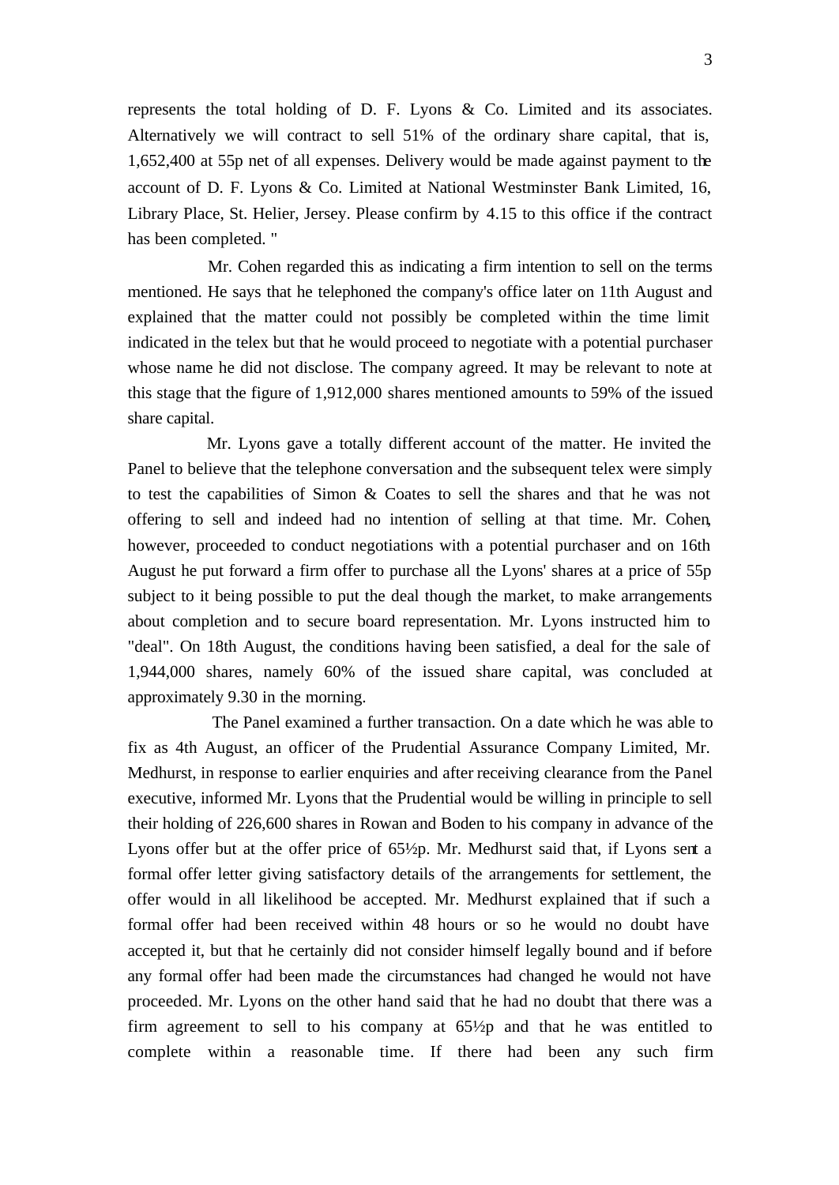represents the total holding of D. F. Lyons & Co. Limited and its associates. Alternatively we will contract to sell 51% of the ordinary share capital, that is, 1,652,400 at 55p net of all expenses. Delivery would be made against payment to the account of D. F. Lyons & Co. Limited at National Westminster Bank Limited, 16, Library Place, St. Helier, Jersey. Please confirm by 4.15 to this office if the contract has been completed. "

Mr. Cohen regarded this as indicating a firm intention to sell on the terms mentioned. He says that he telephoned the company's office later on 11th August and explained that the matter could not possibly be completed within the time limit indicated in the telex but that he would proceed to negotiate with a potential purchaser whose name he did not disclose. The company agreed. It may be relevant to note at this stage that the figure of 1,912,000 shares mentioned amounts to 59% of the issued share capital.

Mr. Lyons gave a totally different account of the matter. He invited the Panel to believe that the telephone conversation and the subsequent telex were simply to test the capabilities of Simon & Coates to sell the shares and that he was not offering to sell and indeed had no intention of selling at that time. Mr. Cohen, however, proceeded to conduct negotiations with a potential purchaser and on 16th August he put forward a firm offer to purchase all the Lyons' shares at a price of 55p subject to it being possible to put the deal though the market, to make arrangements about completion and to secure board representation. Mr. Lyons instructed him to "deal". On 18th August, the conditions having been satisfied, a deal for the sale of 1,944,000 shares, namely 60% of the issued share capital, was concluded at approximately 9.30 in the morning.

The Panel examined a further transaction. On a date which he was able to fix as 4th August, an officer of the Prudential Assurance Company Limited, Mr. Medhurst, in response to earlier enquiries and after receiving clearance from the Panel executive, informed Mr. Lyons that the Prudential would be willing in principle to sell their holding of 226,600 shares in Rowan and Boden to his company in advance of the Lyons offer but at the offer price of 65½p. Mr. Medhurst said that, if Lyons sent a formal offer letter giving satisfactory details of the arrangements for settlement, the offer would in all likelihood be accepted. Mr. Medhurst explained that if such a formal offer had been received within 48 hours or so he would no doubt have accepted it, but that he certainly did not consider himself legally bound and if before any formal offer had been made the circumstances had changed he would not have proceeded. Mr. Lyons on the other hand said that he had no doubt that there was a firm agreement to sell to his company at 65½p and that he was entitled to complete within a reasonable time. If there had been any such firm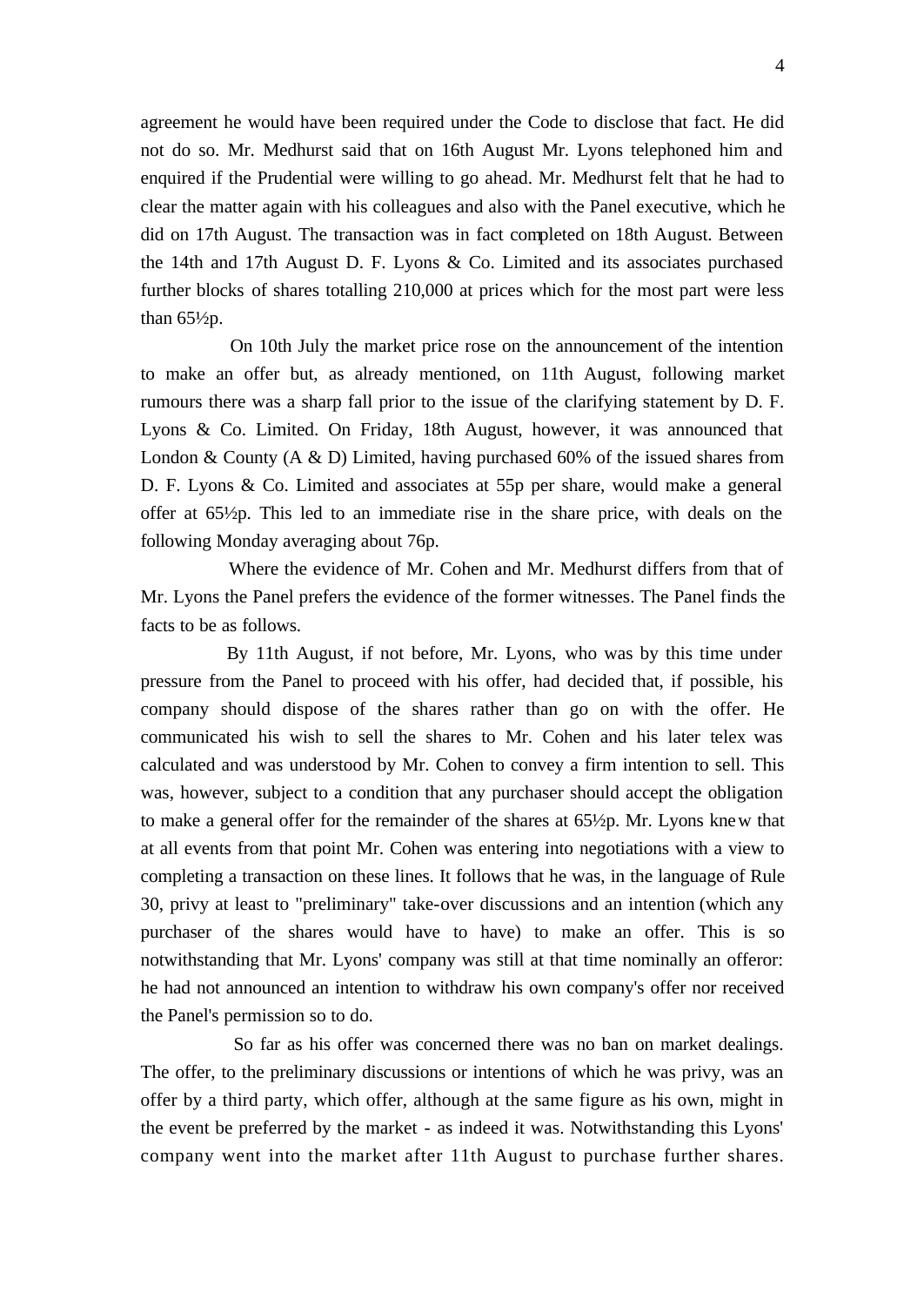agreement he would have been required under the Code to disclose that fact. He did not do so. Mr. Medhurst said that on 16th August Mr. Lyons telephoned him and enquired if the Prudential were willing to go ahead. Mr. Medhurst felt that he had to clear the matter again with his colleagues and also with the Panel executive, which he did on 17th August. The transaction was in fact completed on 18th August. Between the 14th and 17th August D. F. Lyons & Co. Limited and its associates purchased further blocks of shares totalling 210,000 at prices which for the most part were less than 65½p.

On 10th July the market price rose on the announcement of the intention to make an offer but, as already mentioned, on 11th August, following market rumours there was a sharp fall prior to the issue of the clarifying statement by D. F. Lyons & Co. Limited. On Friday, 18th August, however, it was announced that London & County (A & D) Limited, having purchased 60% of the issued shares from D. F. Lyons & Co. Limited and associates at 55p per share, would make a general offer at 65½p. This led to an immediate rise in the share price, with deals on the following Monday averaging about 76p.

Where the evidence of Mr. Cohen and Mr. Medhurst differs from that of Mr. Lyons the Panel prefers the evidence of the former witnesses. The Panel finds the facts to be as follows.

By 11th August, if not before, Mr. Lyons, who was by this time under pressure from the Panel to proceed with his offer, had decided that, if possible, his company should dispose of the shares rather than go on with the offer. He communicated his wish to sell the shares to Mr. Cohen and his later telex was calculated and was understood by Mr. Cohen to convey a firm intention to sell. This was, however, subject to a condition that any purchaser should accept the obligation to make a general offer for the remainder of the shares at 65½p. Mr. Lyons knew that at all events from that point Mr. Cohen was entering into negotiations with a view to completing a transaction on these lines. It follows that he was, in the language of Rule 30, privy at least to "preliminary" take-over discussions and an intention (which any purchaser of the shares would have to have) to make an offer. This is so notwithstanding that Mr. Lyons' company was still at that time nominally an offeror: he had not announced an intention to withdraw his own company's offer nor received the Panel's permission so to do.

So far as his offer was concerned there was no ban on market dealings. The offer, to the preliminary discussions or intentions of which he was privy, was an offer by a third party, which offer, although at the same figure as his own, might in the event be preferred by the market - as indeed it was. Notwithstanding this Lyons' company went into the market after 11th August to purchase further shares.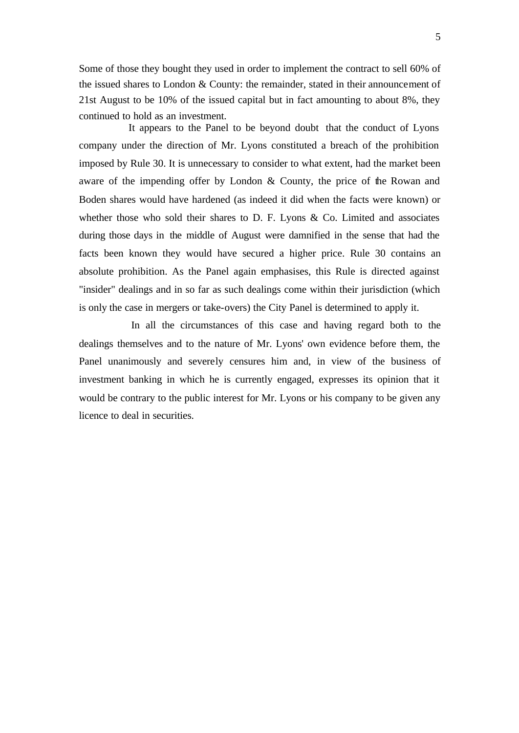Some of those they bought they used in order to implement the contract to sell 60% of the issued shares to London & County: the remainder, stated in their announcement of 21st August to be 10% of the issued capital but in fact amounting to about 8%, they continued to hold as an investment.

It appears to the Panel to be beyond doubt that the conduct of Lyons company under the direction of Mr. Lyons constituted a breach of the prohibition imposed by Rule 30. It is unnecessary to consider to what extent, had the market been aware of the impending offer by London & County, the price of the Rowan and Boden shares would have hardened (as indeed it did when the facts were known) or whether those who sold their shares to D. F. Lyons & Co. Limited and associates during those days in the middle of August were damnified in the sense that had the facts been known they would have secured a higher price. Rule 30 contains an absolute prohibition. As the Panel again emphasises, this Rule is directed against "insider" dealings and in so far as such dealings come within their jurisdiction (which is only the case in mergers or take-overs) the City Panel is determined to apply it.

In all the circumstances of this case and having regard both to the dealings themselves and to the nature of Mr. Lyons' own evidence before them, the Panel unanimously and severely censures him and, in view of the business of investment banking in which he is currently engaged, expresses its opinion that it would be contrary to the public interest for Mr. Lyons or his company to be given any licence to deal in securities.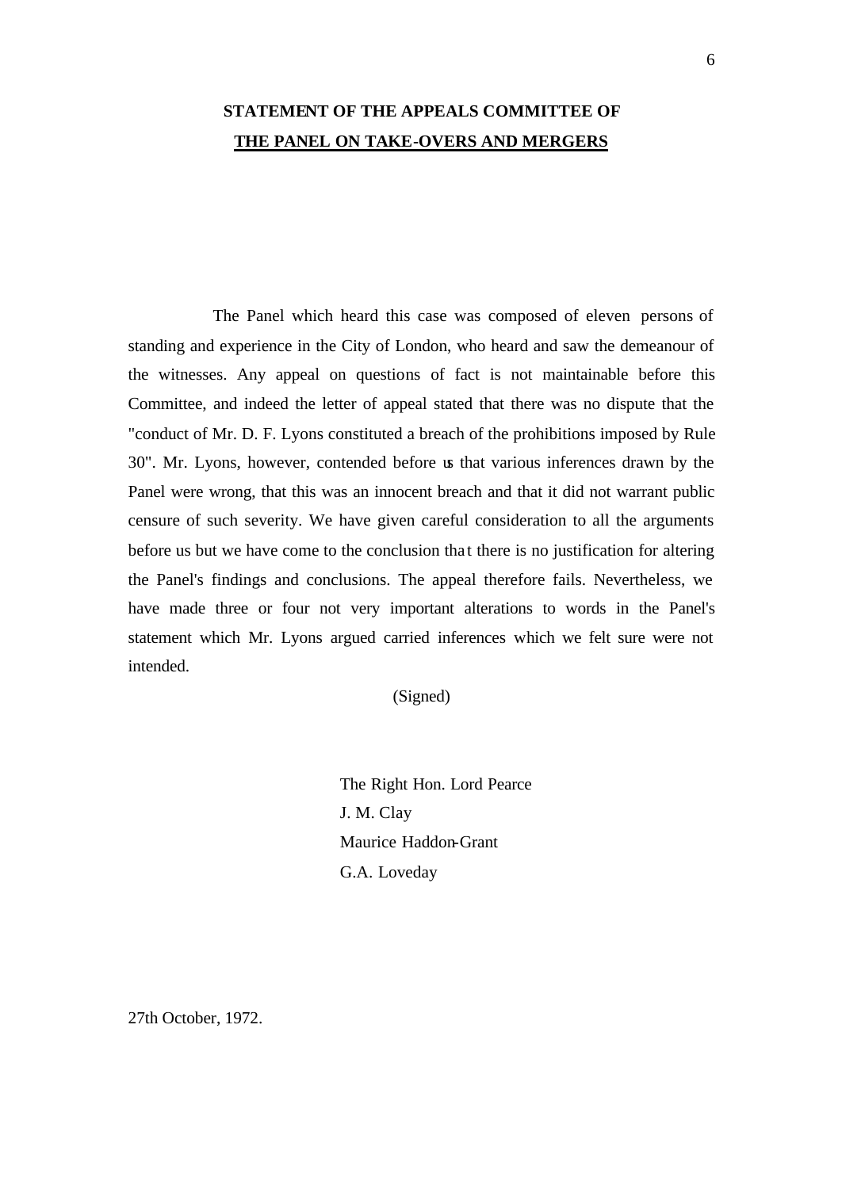**STATEMENT OF THE APPEALS COMMITTEE OF**
**THE PANEL ON TAKE-OVERS AND MERGERS**

The Panel which heard this case was composed of eleven persons of standing and experience in the City of London, who heard and saw the demeanour of the witnesses. Any appeal on questions of fact is not maintainable before this Committee, and indeed the letter of appeal stated that there was no dispute that the "conduct of Mr. D. F. Lyons constituted a breach of the prohibitions imposed by Rule 30". Mr. Lyons, however, contended before us that various inferences drawn by the Panel were wrong, that this was an innocent breach and that it did not warrant public censure of such severity. We have given careful consideration to all the arguments before us but we have come to the conclusion that there is no justification for altering the Panel's findings and conclusions. The appeal therefore fails. Nevertheless, we have made three or four not very important alterations to words in the Panel's statement which Mr. Lyons argued carried inferences which we felt sure were not intended.

(Signed)

The Right Hon. Lord Pearce
J. M. Clay
Maurice Haddon-Grant
G.A. Loveday

27th October, 1972.